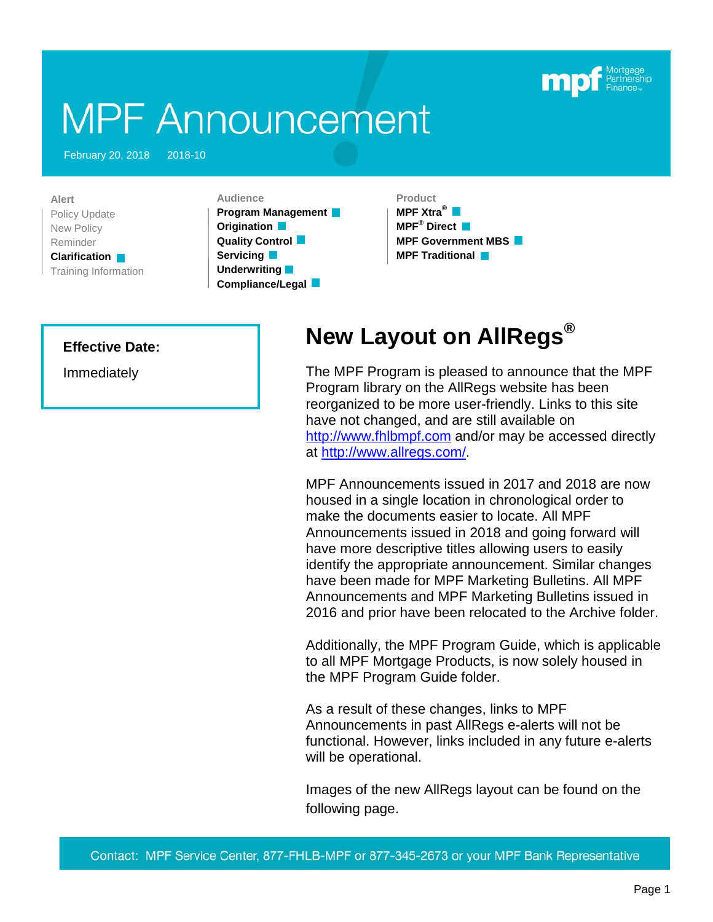# MPF Announcement

February 20, 2018 2018-10

**Alert**
- Policy Update
- New Policy
- Reminder
- **Clarification** ■
- Training Information

**Audience**
- **Program Management** ■
- **Origination** ■
- **Quality Control** ■
- **Servicing** ■
- **Underwriting** ■
- **Compliance/Legal** ■

**Product**
- **MPF Xtra®** ■
- **MPF® Direct** ■
- **MPF Government MBS** ■
- **MPF Traditional** ■

**Effective Date:**

Immediately

## New Layout on AllRegs®

The MPF Program is pleased to announce that the MPF Program library on the AllRegs website has been reorganized to be more user-friendly. Links to this site have not changed, and are still available on http://www.fhlbmpf.com and/or may be accessed directly at http://www.allregs.com/.

MPF Announcements issued in 2017 and 2018 are now housed in a single location in chronological order to make the documents easier to locate. All MPF Announcements issued in 2018 and going forward will have more descriptive titles allowing users to easily identify the appropriate announcement. Similar changes have been made for MPF Marketing Bulletins. All MPF Announcements and MPF Marketing Bulletins issued in 2016 and prior have been relocated to the Archive folder.

Additionally, the MPF Program Guide, which is applicable to all MPF Mortgage Products, is now solely housed in the MPF Program Guide folder.

As a result of these changes, links to MPF Announcements in past AllRegs e-alerts will not be functional. However, links included in any future e-alerts will be operational.

Images of the new AllRegs layout can be found on the following page.

Contact: MPF Service Center, 877-FHLB-MPF or 877-345-2673 or your MPF Bank Representative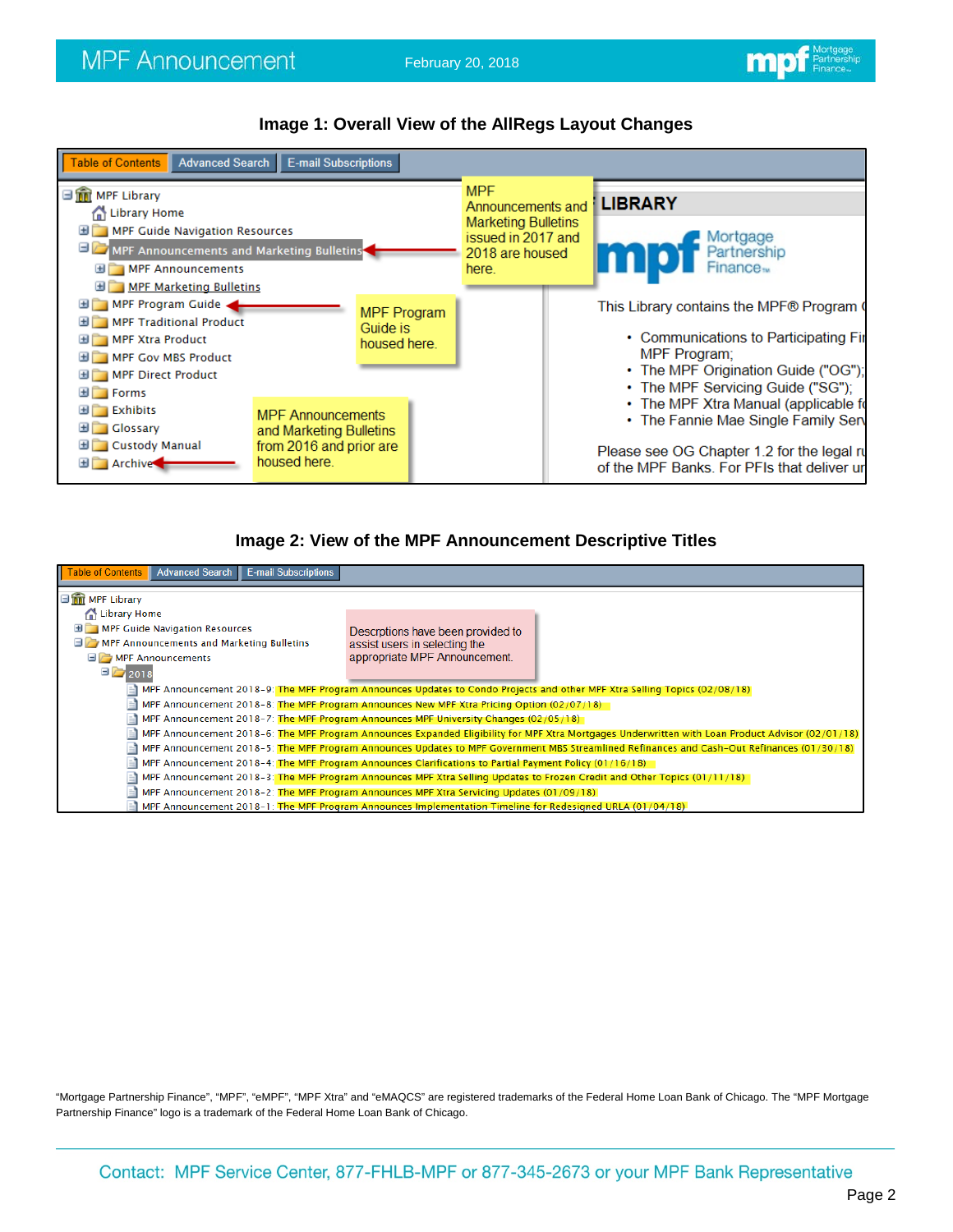### Image 1: Overall View of the AllRegs Layout Changes

Table of Contents | Advanced Search | E-mail Subscriptions

- MPF Library
  - Library Home
  - MPF Guide Navigation Resources
  - MPF Announcements and Marketing Bulletins
    - MPF Announcements
    - MPF Marketing Bulletins
  - MPF Program Guide
  - MPF Traditional Product
  - MPF Xtra Product
  - MPF Gov MBS Product
  - MPF Direct Product
  - Forms
  - Exhibits
  - Glossary
  - Custody Manual
  - Archive

MPF Announcements and Marketing Bulletins issued in 2017 and 2018 are housed here.

MPF Program Guide is housed here.

MPF Announcements and Marketing Bulletins from 2016 and prior are housed here.

LIBRARY

mpf Mortgage Partnership Finance

This Library contains the MPF® Program

- Communications to Participating Fi MPF Program;
- The MPF Origination Guide ("OG");
- The MPF Servicing Guide ("SG");
- The MPF Xtra Manual (applicable f
- The Fannie Mae Single Family Ser

Please see OG Chapter 1.2 for the legal r of the MPF Banks. For PFIs that deliver u

### Image 2: View of the MPF Announcement Descriptive Titles

Table of Contents | Advanced Search | E-mail Subscriptions

- MPF Library
  - Library Home
  - MPF Guide Navigation Resources
  - MPF Announcements and Marketing Bulletins
    - MPF Announcements
      - 2018
        - MPF Announcement 2018-9: The MPF Program Announces Updates to Condo Projects and other MPF Xtra Selling Topics (02/08/18)
        - MPF Announcement 2018-8: The MPF Program Announces New MPF Xtra Pricing Option (02/07/18)
        - MPF Announcement 2018-7: The MPF Program Announces MPF University Changes (02/05/18)
        - MPF Announcement 2018-6: The MPF Program Announces Expanded Eligibility for MPF Xtra Mortgages Underwritten with Loan Product Advisor (02/01/18)
        - MPF Announcement 2018-5: The MPF Program Announces Updates to MPF Government MBS Streamlined Refinances and Cash-Out Refinances (01/30/18)
        - MPF Announcement 2018-4: The MPF Program Announces Clarifications to Partial Payment Policy (01/16/18)
        - MPF Announcement 2018-3: The MPF Program Announces MPF Xtra Selling Updates to Frozen Credit and Other Topics (01/11/18)
        - MPF Announcement 2018-2: The MPF Program Announces MPF Xtra Servicing Updates (01/09/18)
        - MPF Announcement 2018-1: The MPF Program Announces Implementation Timeline for Redesigned URLA (01/04/18)

Descrptions have been provided to assist users in selecting the appropriate MPF Announcement.

"Mortgage Partnership Finance", "MPF", "eMPF", "MPF Xtra" and "eMAQCS" are registered trademarks of the Federal Home Loan Bank of Chicago. The "MPF Mortgage Partnership Finance" logo is a trademark of the Federal Home Loan Bank of Chicago.

Contact: MPF Service Center, 877-FHLB-MPF or 877-345-2673 or your MPF Bank Representative